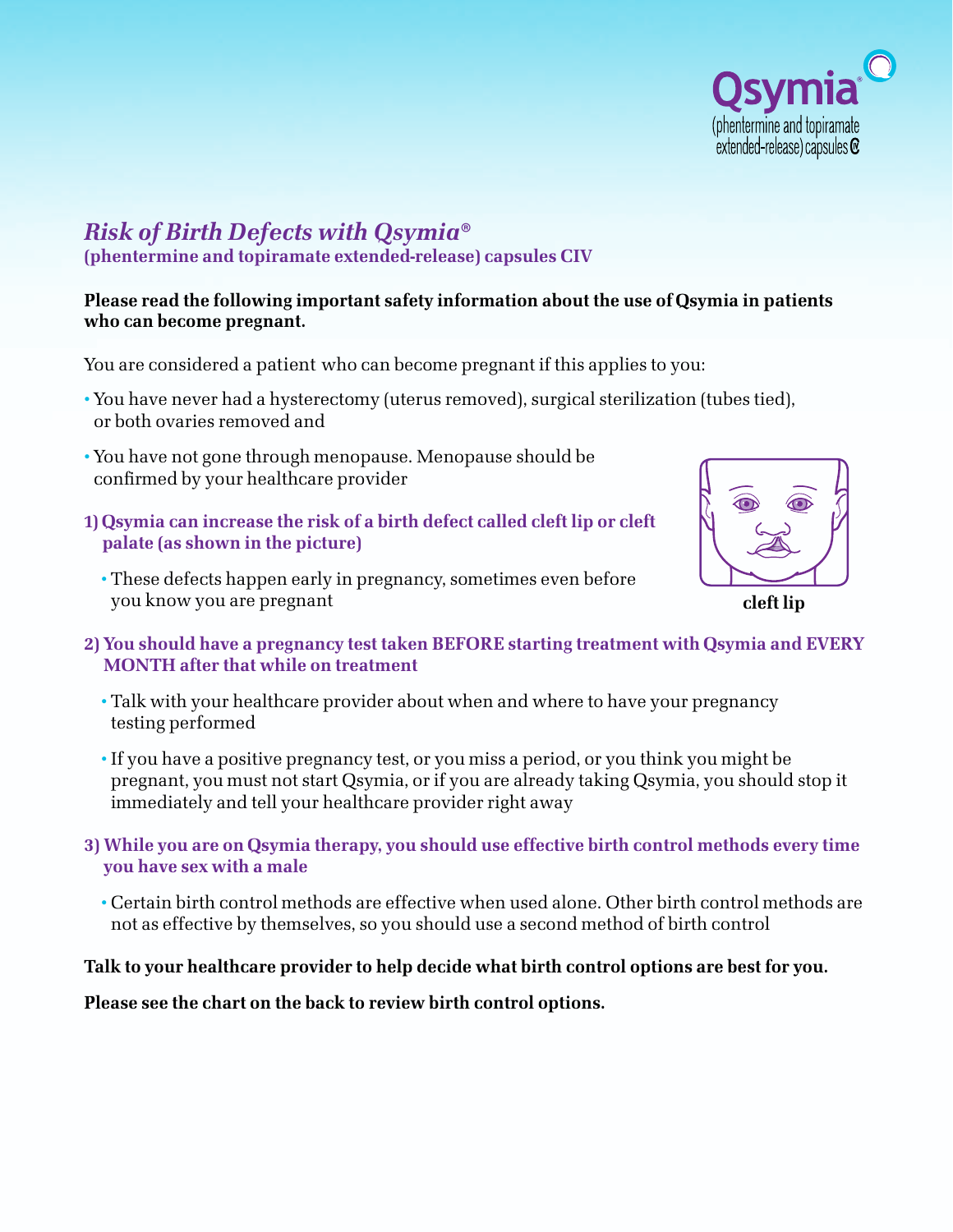Qsymia®
(phentermine and topiramate extended-release) capsules CIV

# *Risk of Birth Defects with Qsymia®*

**(phentermine and topiramate extended-release) capsules CIV**

**Please read the following important safety information about the use of Qsymia in patients who can become pregnant.**

You are considered a patient who can become pregnant if this applies to you:

- You have never had a hysterectomy (uterus removed), surgical sterilization (tubes tied), or both ovaries removed and
- You have not gone through menopause. Menopause should be confirmed by your healthcare provider

**1) Qsymia can increase the risk of a birth defect called cleft lip or cleft palate (as shown in the picture)**

- These defects happen early in pregnancy, sometimes even before you know you are pregnant

**cleft lip**

**2) You should have a pregnancy test taken BEFORE starting treatment with Qsymia and EVERY MONTH after that while on treatment**

- Talk with your healthcare provider about when and where to have your pregnancy testing performed
- If you have a positive pregnancy test, or you miss a period, or you think you might be pregnant, you must not start Qsymia, or if you are already taking Qsymia, you should stop it immediately and tell your healthcare provider right away

**3) While you are on Qsymia therapy, you should use effective birth control methods every time you have sex with a male**

- Certain birth control methods are effective when used alone. Other birth control methods are not as effective by themselves, so you should use a second method of birth control

**Talk to your healthcare provider to help decide what birth control options are best for you.**

**Please see the chart on the back to review birth control options.**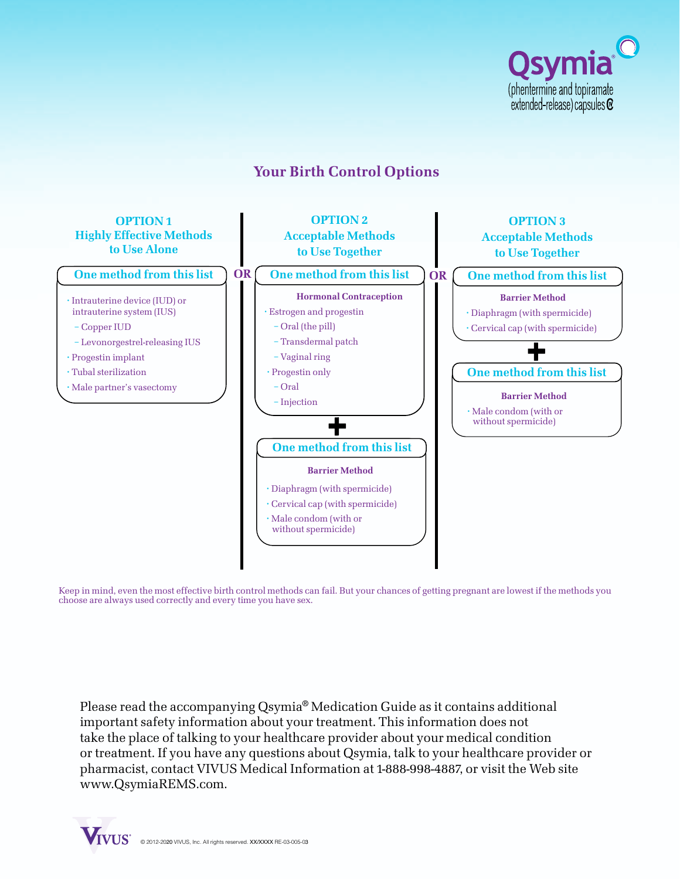Qsymia®
(phentermine and topiramate extended-release) capsules CIV

# Your Birth Control Options

## OPTION 1
### Highly Effective Methods to Use Alone

**One method from this list**

- Intrauterine device (IUD) or intrauterine system (IUS)
  - Copper IUD
  - Levonorgestrel-releasing IUS
- Progestin implant
- Tubal sterilization
- Male partner's vasectomy

**OR**

## OPTION 2
### Acceptable Methods to Use Together

**One method from this list**

**Hormonal Contraception**

- Estrogen and progestin
  - Oral (the pill)
  - Transdermal patch
  - Vaginal ring
- Progestin only
  - Oral
  - Injection

**+**

**One method from this list**

**Barrier Method**

- Diaphragm (with spermicide)
- Cervical cap (with spermicide)
- Male condom (with or without spermicide)

**OR**

## OPTION 3
### Acceptable Methods to Use Together

**One method from this list**

**Barrier Method**

- Diaphragm (with spermicide)
- Cervical cap (with spermicide)

**+**

**One method from this list**

**Barrier Method**

- Male condom (with or without spermicide)

Keep in mind, even the most effective birth control methods can fail. But your chances of getting pregnant are lowest if the methods you choose are always used correctly and every time you have sex.

Please read the accompanying Qsymia® Medication Guide as it contains additional important safety information about your treatment. This information does not take the place of talking to your healthcare provider about your medical condition or treatment. If you have any questions about Qsymia, talk to your healthcare provider or pharmacist, contact VIVUS Medical Information at 1-888-998-4887, or visit the Web site www.QsymiaREMS.com.

VIVUS® © 2012-2020 VIVUS, Inc. All rights reserved. XX/XXXX RE-03-005-03